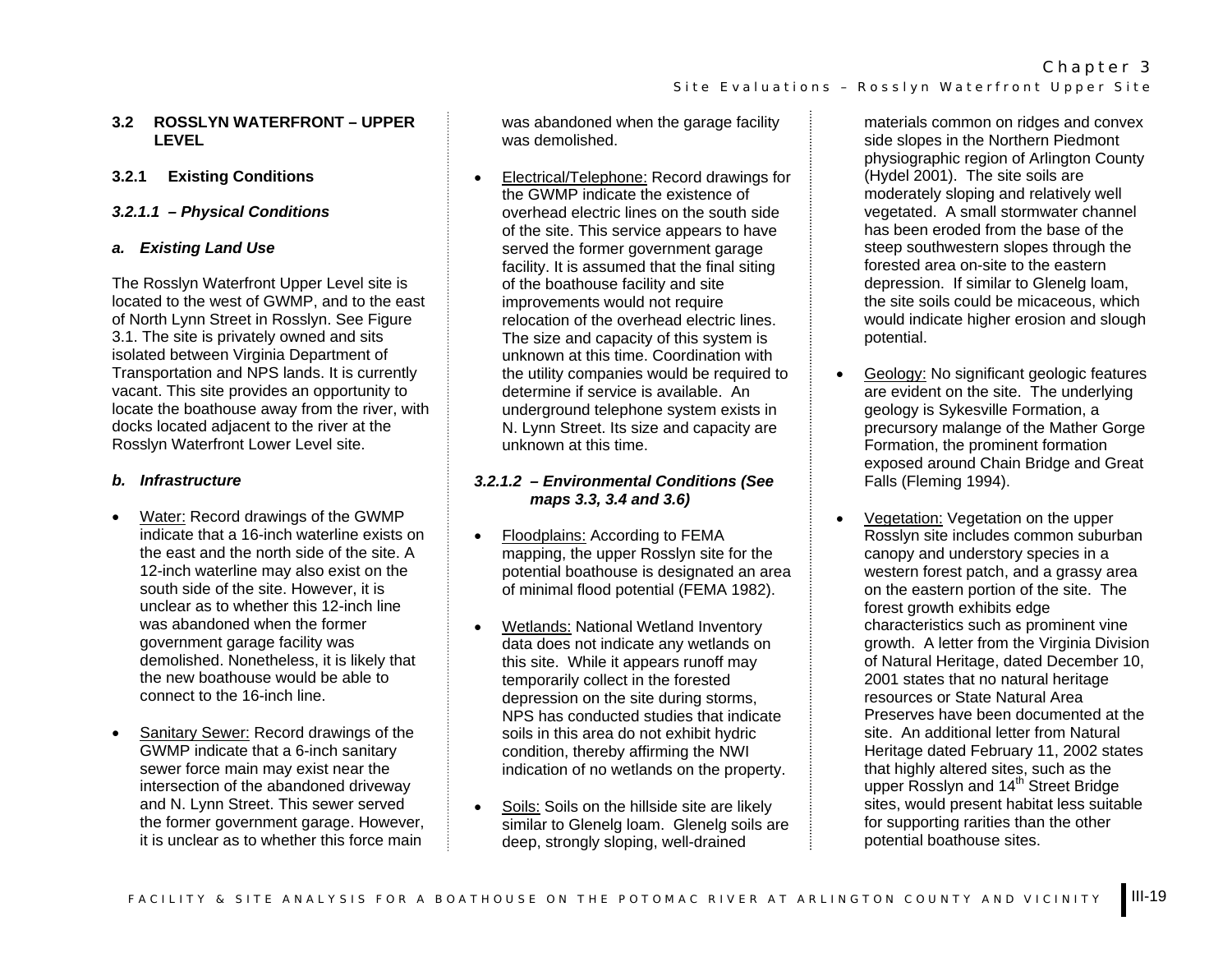## 3.2 ROSSLYN WATERFRONT – UPPER LEVEL

### 3.2.1 Existing Conditions

#### *3.2.1.1 – Physical Conditions*

#### *a. Existing Land Use*

The Rosslyn Waterfront Upper Level site is located to the west of GWMP, and to the east of North Lynn Street in Rosslyn. See Figure 3.1. The site is privately owned and sits isolated between Virginia Department of Transportation and NPS lands. It is currently vacant. This site provides an opportunity to locate the boathouse away from the river, with docks located adjacent to the river at the Rosslyn Waterfront Lower Level site.

#### *b. Infrastructure*

- Water: Record drawings of the GWMP indicate that a 16-inch waterline exists on the east and the north side of the site. A 12-inch waterline may also exist on the south side of the site. However, it is unclear as to whether this 12-inch line was abandoned when the former government garage facility was demolished. Nonetheless, it is likely that the new boathouse would be able to connect to the 16-inch line.
- Sanitary Sewer: Record drawings of the GWMP indicate that a 6-inch sanitary sewer force main may exist near the intersection of the abandoned driveway and N. Lynn Street. This sewer served the former government garage. However, it is unclear as to whether this force main was abandoned when the garage facility was demolished.
- Electrical/Telephone: Record drawings for the GWMP indicate the existence of overhead electric lines on the south side of the site. This service appears to have served the former government garage facility. It is assumed that the final siting of the boathouse facility and site improvements would not require relocation of the overhead electric lines. The size and capacity of this system is unknown at this time. Coordination with the utility companies would be required to determine if service is available. An underground telephone system exists in N. Lynn Street. Its size and capacity are unknown at this time.

#### *3.2.1.2 – Environmental Conditions (See maps 3.3, 3.4 and 3.6)*

- Floodplains: According to FEMA mapping, the upper Rosslyn site for the potential boathouse is designated an area of minimal flood potential (FEMA 1982).
- Wetlands: National Wetland Inventory data does not indicate any wetlands on this site. While it appears runoff may temporarily collect in the forested depression on the site during storms, NPS has conducted studies that indicate soils in this area do not exhibit hydric condition, thereby affirming the NWI indication of no wetlands on the property.
- Soils: Soils on the hillside site are likely similar to Glenelg loam. Glenelg soils are deep, strongly sloping, well-drained materials common on ridges and convex side slopes in the Northern Piedmont physiographic region of Arlington County (Hydel 2001). The site soils are moderately sloping and relatively well vegetated. A small stormwater channel has been eroded from the base of the steep southwestern slopes through the forested area on-site to the eastern depression. If similar to Glenelg loam, the site soils could be micaceous, which would indicate higher erosion and slough potential.
- Geology: No significant geologic features are evident on the site. The underlying geology is Sykesville Formation, a precursory malange of the Mather Gorge Formation, the prominent formation exposed around Chain Bridge and Great Falls (Fleming 1994).
- Vegetation: Vegetation on the upper Rosslyn site includes common suburban canopy and understory species in a western forest patch, and a grassy area on the eastern portion of the site. The forest growth exhibits edge characteristics such as prominent vine growth. A letter from the Virginia Division of Natural Heritage, dated December 10, 2001 states that no natural heritage resources or State Natural Area Preserves have been documented at the site. An additional letter from Natural Heritage dated February 11, 2002 states that highly altered sites, such as the upper Rosslyn and 14th Street Bridge sites, would present habitat less suitable for supporting rarities than the other potential boathouse sites.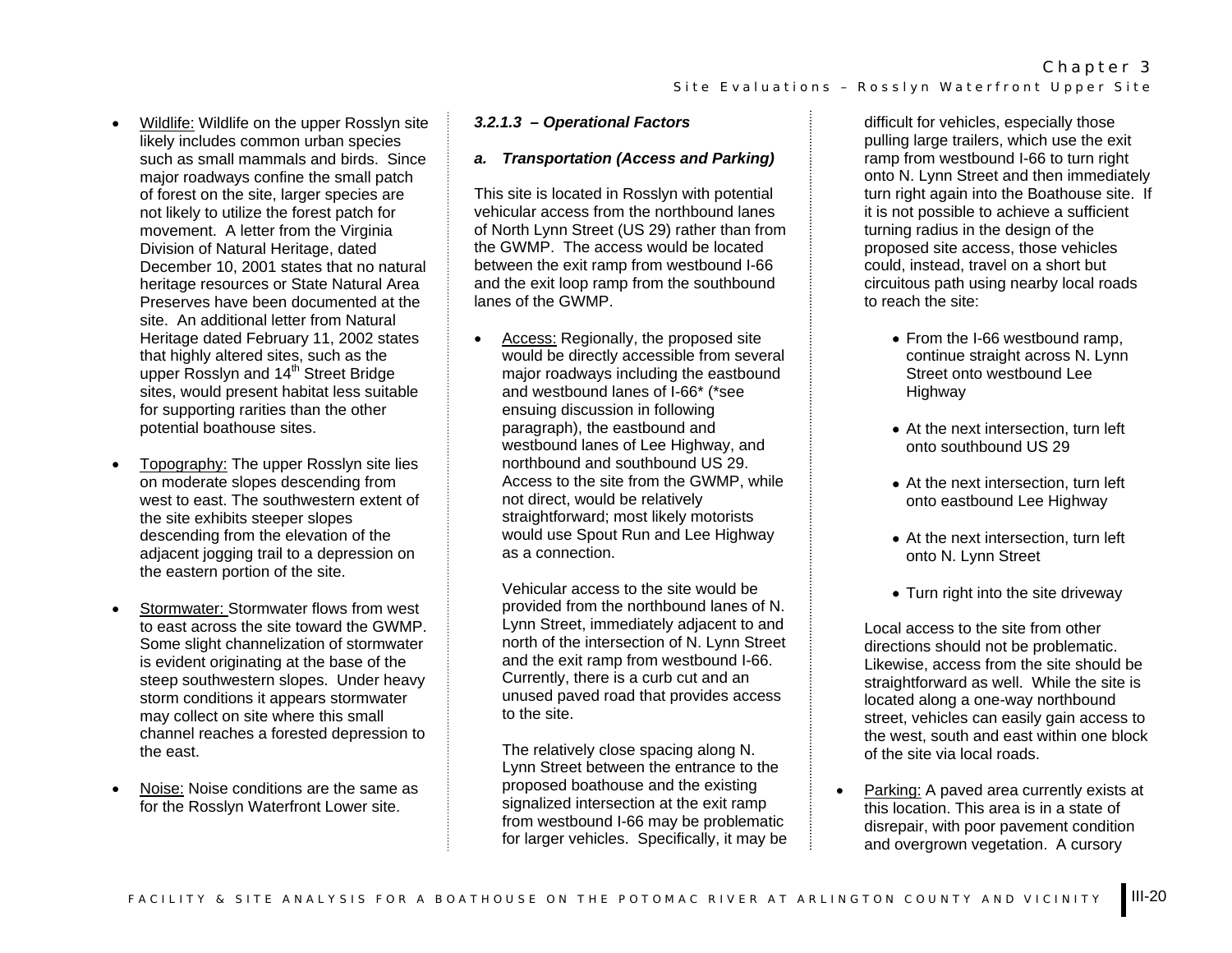- Wildlife: Wildlife on the upper Rosslyn site likely includes common urban species such as small mammals and birds. Since major roadways confine the small patch of forest on the site, larger species are not likely to utilize the forest patch for movement. A letter from the Virginia Division of Natural Heritage, dated December 10, 2001 states that no natural heritage resources or State Natural Area Preserves have been documented at the site. An additional letter from Natural Heritage dated February 11, 2002 states that highly altered sites, such as the upper Rosslyn and 14th Street Bridge sites, would present habitat less suitable for supporting rarities than the other potential boathouse sites.

- Topography: The upper Rosslyn site lies on moderate slopes descending from west to east. The southwestern extent of the site exhibits steeper slopes descending from the elevation of the adjacent jogging trail to a depression on the eastern portion of the site.

- Stormwater: Stormwater flows from west to east across the site toward the GWMP. Some slight channelization of stormwater is evident originating at the base of the steep southwestern slopes. Under heavy storm conditions it appears stormwater may collect on site where this small channel reaches a forested depression to the east.

- Noise: Noise conditions are the same as for the Rosslyn Waterfront Lower site.

### *3.2.1.3 – Operational Factors*

#### *a. Transportation (Access and Parking)*

This site is located in Rosslyn with potential vehicular access from the northbound lanes of North Lynn Street (US 29) rather than from the GWMP. The access would be located between the exit ramp from westbound I-66 and the exit loop ramp from the southbound lanes of the GWMP.

- Access: Regionally, the proposed site would be directly accessible from several major roadways including the eastbound and westbound lanes of I-66* (*see ensuing discussion in following paragraph), the eastbound and westbound lanes of Lee Highway, and northbound and southbound US 29. Access to the site from the GWMP, while not direct, would be relatively straightforward; most likely motorists would use Spout Run and Lee Highway as a connection.

  Vehicular access to the site would be provided from the northbound lanes of N. Lynn Street, immediately adjacent to and north of the intersection of N. Lynn Street and the exit ramp from westbound I-66. Currently, there is a curb cut and an unused paved road that provides access to the site.

  The relatively close spacing along N. Lynn Street between the entrance to the proposed boathouse and the existing signalized intersection at the exit ramp from westbound I-66 may be problematic for larger vehicles. Specifically, it may be difficult for vehicles, especially those pulling large trailers, which use the exit ramp from westbound I-66 to turn right onto N. Lynn Street and then immediately turn right again into the Boathouse site. If it is not possible to achieve a sufficient turning radius in the design of the proposed site access, those vehicles could, instead, travel on a short but circuitous path using nearby local roads to reach the site:

  - From the I-66 westbound ramp, continue straight across N. Lynn Street onto westbound Lee Highway
  - At the next intersection, turn left onto southbound US 29
  - At the next intersection, turn left onto eastbound Lee Highway
  - At the next intersection, turn left onto N. Lynn Street
  - Turn right into the site driveway

  Local access to the site from other directions should not be problematic. Likewise, access from the site should be straightforward as well. While the site is located along a one-way northbound street, vehicles can easily gain access to the west, south and east within one block of the site via local roads.

- Parking: A paved area currently exists at this location. This area is in a state of disrepair, with poor pavement condition and overgrown vegetation. A cursory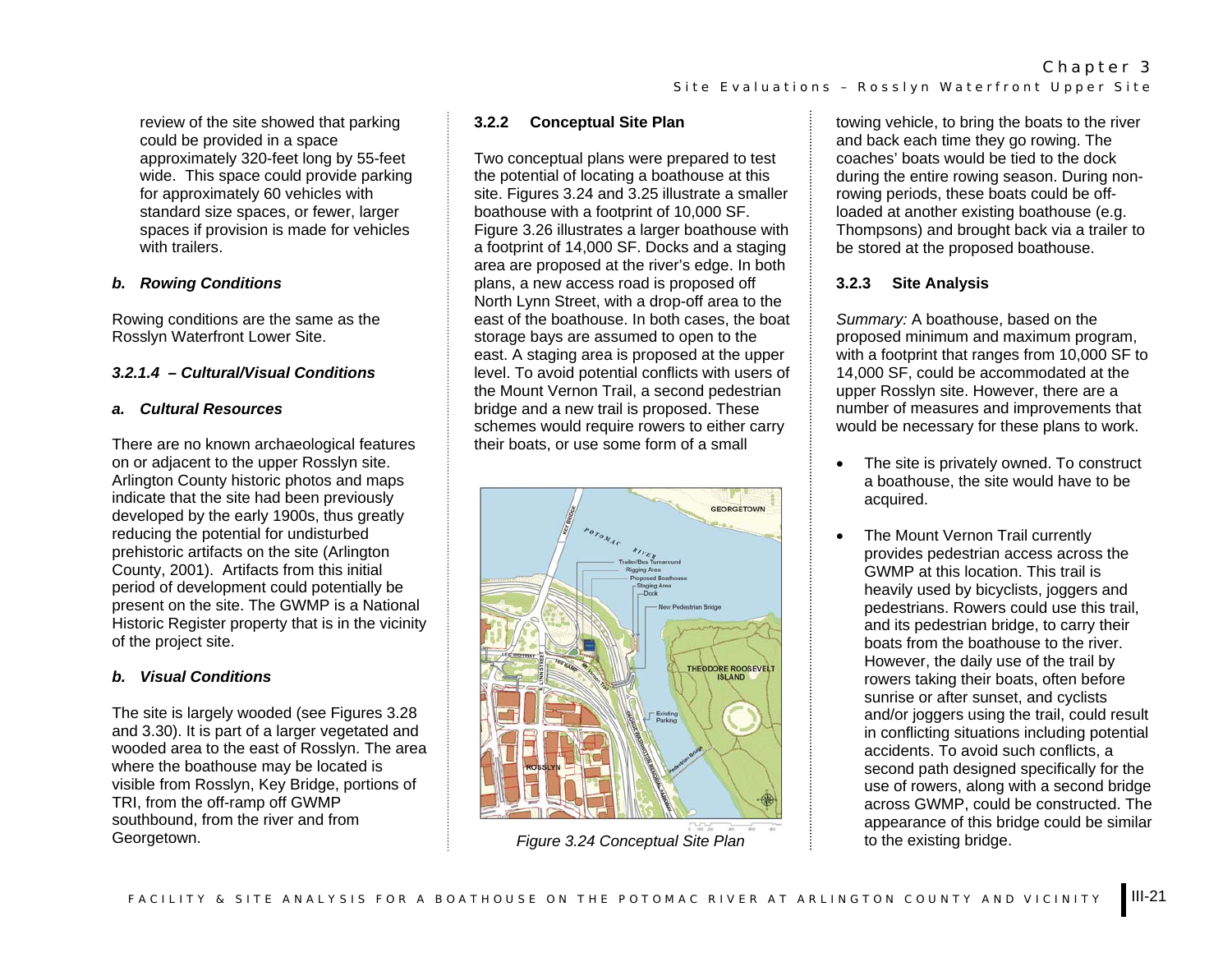review of the site showed that parking could be provided in a space approximately 320-feet long by 55-feet wide. This space could provide parking for approximately 60 vehicles with standard size spaces, or fewer, larger spaces if provision is made for vehicles with trailers.

#### *b. Rowing Conditions*

Rowing conditions are the same as the Rosslyn Waterfront Lower Site.

#### *3.2.1.4 – Cultural/Visual Conditions*

#### *a. Cultural Resources*

There are no known archaeological features on or adjacent to the upper Rosslyn site. Arlington County historic photos and maps indicate that the site had been previously developed by the early 1900s, thus greatly reducing the potential for undisturbed prehistoric artifacts on the site (Arlington County, 2001). Artifacts from this initial period of development could potentially be present on the site. The GWMP is a National Historic Register property that is in the vicinity of the project site.

#### *b. Visual Conditions*

The site is largely wooded (see Figures 3.28 and 3.30). It is part of a larger vegetated and wooded area to the east of Rosslyn. The area where the boathouse may be located is visible from Rosslyn, Key Bridge, portions of TRI, from the off-ramp off GWMP southbound, from the river and from Georgetown.

### 3.2.2 Conceptual Site Plan

Two conceptual plans were prepared to test the potential of locating a boathouse at this site. Figures 3.24 and 3.25 illustrate a smaller boathouse with a footprint of 10,000 SF. Figure 3.26 illustrates a larger boathouse with a footprint of 14,000 SF. Docks and a staging area are proposed at the river's edge. In both plans, a new access road is proposed off North Lynn Street, with a drop-off area to the east of the boathouse. In both cases, the boat storage bays are assumed to open to the east. A staging area is proposed at the upper level. To avoid potential conflicts with users of the Mount Vernon Trail, a second pedestrian bridge and a new trail is proposed. These schemes would require rowers to either carry their boats, or use some form of a small towing vehicle, to bring the boats to the river and back each time they go rowing. The coaches' boats would be tied to the dock during the entire rowing season. During non-rowing periods, these boats could be off-loaded at another existing boathouse (e.g. Thompsons) and brought back via a trailer to be stored at the proposed boathouse.

*Figure 3.24 Conceptual Site Plan*

### 3.2.3 Site Analysis

*Summary:* A boathouse, based on the proposed minimum and maximum program, with a footprint that ranges from 10,000 SF to 14,000 SF, could be accommodated at the upper Rosslyn site. However, there are a number of measures and improvements that would be necessary for these plans to work.

- The site is privately owned. To construct a boathouse, the site would have to be acquired.
- The Mount Vernon Trail currently provides pedestrian access across the GWMP at this location. This trail is heavily used by bicyclists, joggers and pedestrians. Rowers could use this trail, and its pedestrian bridge, to carry their boats from the boathouse to the river. However, the daily use of the trail by rowers taking their boats, often before sunrise or after sunset, and cyclists and/or joggers using the trail, could result in conflicting situations including potential accidents. To avoid such conflicts, a second path designed specifically for the use of rowers, along with a second bridge across GWMP, could be constructed. The appearance of this bridge could be similar to the existing bridge.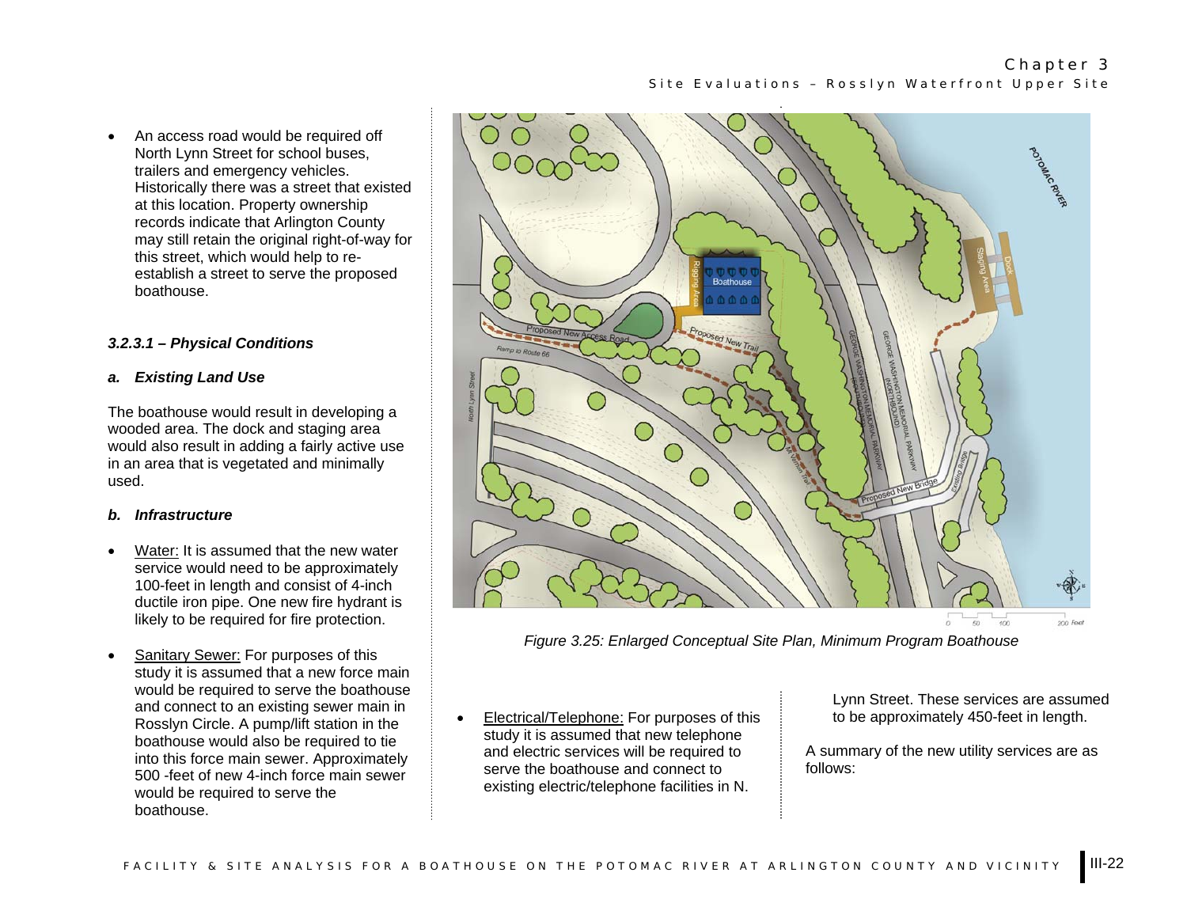- An access road would be required off North Lynn Street for school buses, trailers and emergency vehicles. Historically there was a street that existed at this location. Property ownership records indicate that Arlington County may still retain the original right-of-way for this street, which would help to re-establish a street to serve the proposed boathouse.

### *3.2.3.1 – Physical Conditions*

#### *a. Existing Land Use*

The boathouse would result in developing a wooded area. The dock and staging area would also result in adding a fairly active use in an area that is vegetated and minimally used.

#### *b. Infrastructure*

- Water: It is assumed that the new water service would need to be approximately 100-feet in length and consist of 4-inch ductile iron pipe. One new fire hydrant is likely to be required for fire protection.

- Sanitary Sewer: For purposes of this study it is assumed that a new force main would be required to serve the boathouse and connect to an existing sewer main in Rosslyn Circle. A pump/lift station in the boathouse would also be required to tie into this force main sewer. Approximately 500 -feet of new 4-inch force main sewer would be required to serve the boathouse.

*Figure 3.25: Enlarged Conceptual Site Plan, Minimum Program Boathouse*

- Electrical/Telephone: For purposes of this study it is assumed that new telephone and electric services will be required to serve the boathouse and connect to existing electric/telephone facilities in N. Lynn Street. These services are assumed to be approximately 450-feet in length.

A summary of the new utility services are as follows: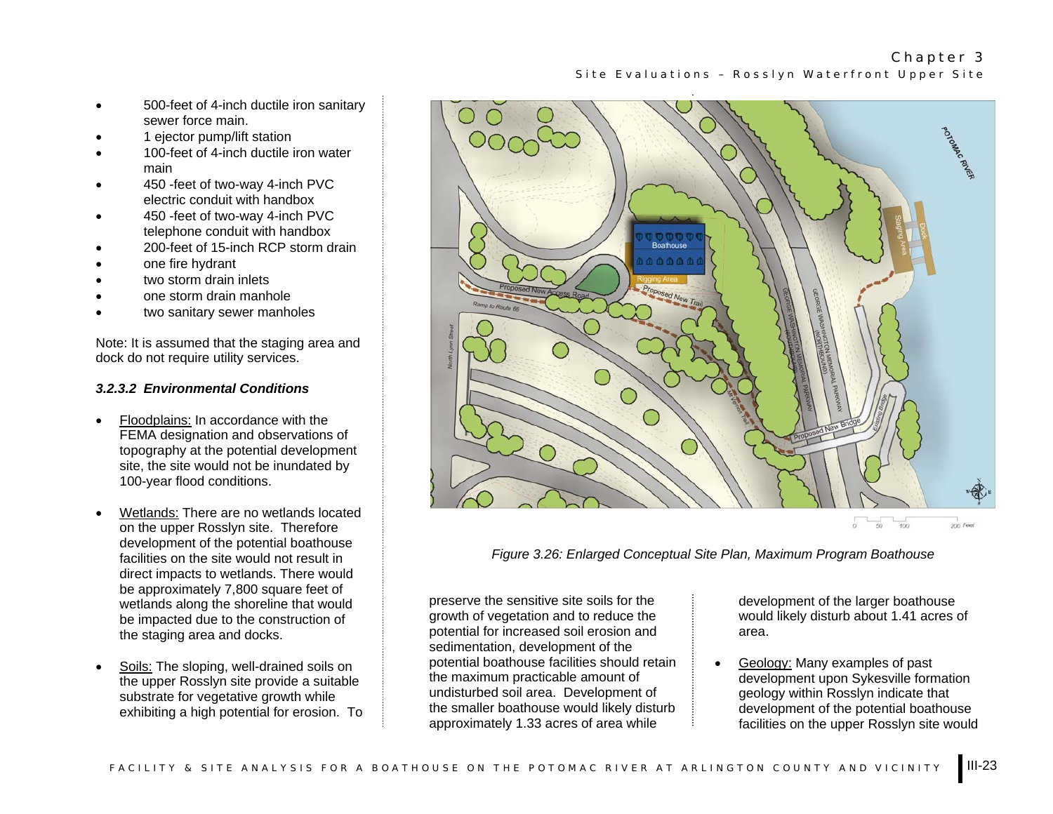- 500-feet of 4-inch ductile iron sanitary sewer force main.
- 1 ejector pump/lift station
- 100-feet of 4-inch ductile iron water main
- 450 -feet of two-way 4-inch PVC electric conduit with handbox
- 450 -feet of two-way 4-inch PVC telephone conduit with handbox
- 200-feet of 15-inch RCP storm drain
- one fire hydrant
- two storm drain inlets
- one storm drain manhole
- two sanitary sewer manholes

Note: It is assumed that the staging area and dock do not require utility services.

#### *3.2.3.2 Environmental Conditions*

- Floodplains: In accordance with the FEMA designation and observations of topography at the potential development site, the site would not be inundated by 100-year flood conditions.

- Wetlands: There are no wetlands located on the upper Rosslyn site. Therefore development of the potential boathouse facilities on the site would not result in direct impacts to wetlands. There would be approximately 7,800 square feet of wetlands along the shoreline that would be impacted due to the construction of the staging area and docks.

- Soils: The sloping, well-drained soils on the upper Rosslyn site provide a suitable substrate for vegetative growth while exhibiting a high potential for erosion. To preserve the sensitive site soils for the growth of vegetation and to reduce the potential for increased soil erosion and sedimentation, development of the potential boathouse facilities should retain the maximum practicable amount of undisturbed soil area. Development of the smaller boathouse would likely disturb approximately 1.33 acres of area while development of the larger boathouse would likely disturb about 1.41 acres of area.

*Figure 3.26: Enlarged Conceptual Site Plan, Maximum Program Boathouse*

- Geology: Many examples of past development upon Sykesville formation geology within Rosslyn indicate that development of the potential boathouse facilities on the upper Rosslyn site would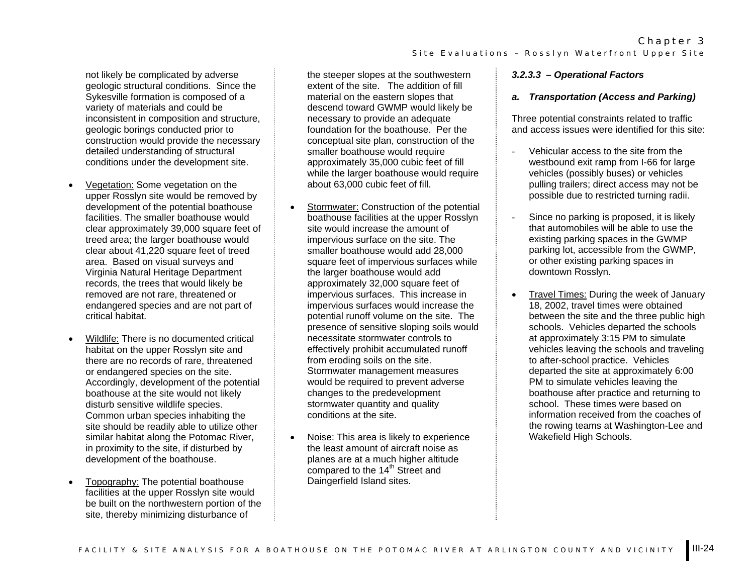not likely be complicated by adverse geologic structural conditions. Since the Sykesville formation is composed of a variety of materials and could be inconsistent in composition and structure, geologic borings conducted prior to construction would provide the necessary detailed understanding of structural conditions under the development site.

- Vegetation: Some vegetation on the upper Rosslyn site would be removed by development of the potential boathouse facilities. The smaller boathouse would clear approximately 39,000 square feet of treed area; the larger boathouse would clear about 41,220 square feet of treed area. Based on visual surveys and Virginia Natural Heritage Department records, the trees that would likely be removed are not rare, threatened or endangered species and are not part of critical habitat.

- Wildlife: There is no documented critical habitat on the upper Rosslyn site and there are no records of rare, threatened or endangered species on the site. Accordingly, development of the potential boathouse at the site would not likely disturb sensitive wildlife species. Common urban species inhabiting the site should be readily able to utilize other similar habitat along the Potomac River, in proximity to the site, if disturbed by development of the boathouse.

- Topography: The potential boathouse facilities at the upper Rosslyn site would be built on the northwestern portion of the site, thereby minimizing disturbance of the steeper slopes at the southwestern extent of the site. The addition of fill material on the eastern slopes that descend toward GWMP would likely be necessary to provide an adequate foundation for the boathouse. Per the conceptual site plan, construction of the smaller boathouse would require approximately 35,000 cubic feet of fill while the larger boathouse would require about 63,000 cubic feet of fill.

- Stormwater: Construction of the potential boathouse facilities at the upper Rosslyn site would increase the amount of impervious surface on the site. The smaller boathouse would add 28,000 square feet of impervious surfaces while the larger boathouse would add approximately 32,000 square feet of impervious surfaces. This increase in impervious surfaces would increase the potential runoff volume on the site. The presence of sensitive sloping soils would necessitate stormwater controls to effectively prohibit accumulated runoff from eroding soils on the site. Stormwater management measures would be required to prevent adverse changes to the predevelopment stormwater quantity and quality conditions at the site.

- Noise: This area is likely to experience the least amount of aircraft noise as planes are at a much higher altitude compared to the 14th Street and Daingerfield Island sites.

#### *3.2.3.3 – Operational Factors*

#### *a. Transportation (Access and Parking)*

Three potential constraints related to traffic and access issues were identified for this site:

- Vehicular access to the site from the westbound exit ramp from I-66 for large vehicles (possibly buses) or vehicles pulling trailers; direct access may not be possible due to restricted turning radii.
- Since no parking is proposed, it is likely that automobiles will be able to use the existing parking spaces in the GWMP parking lot, accessible from the GWMP, or other existing parking spaces in downtown Rosslyn.

- Travel Times: During the week of January 18, 2002, travel times were obtained between the site and the three public high schools. Vehicles departed the schools at approximately 3:15 PM to simulate vehicles leaving the schools and traveling to after-school practice. Vehicles departed the site at approximately 6:00 PM to simulate vehicles leaving the boathouse after practice and returning to school. These times were based on information received from the coaches of the rowing teams at Washington-Lee and Wakefield High Schools.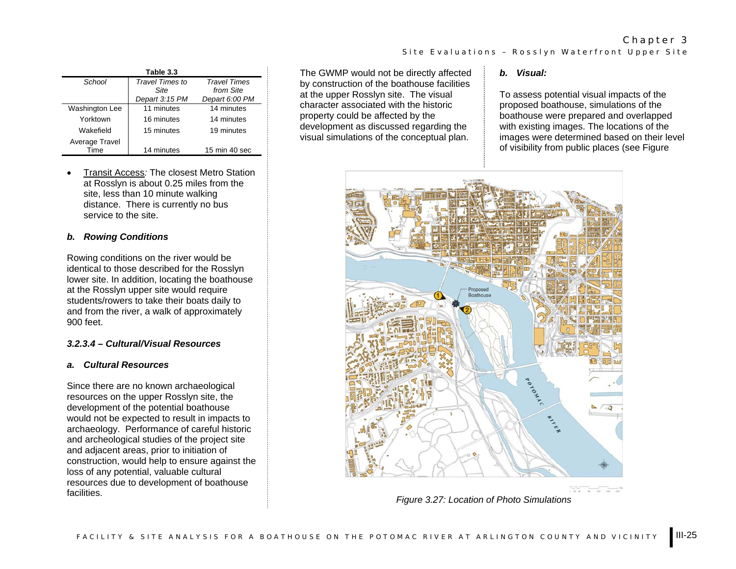**Table 3.3**

| School | Travel Times to Site<br>Depart 3:15 PM | Travel Times from Site<br>Depart 6:00 PM |
|---|---|---|
| Washington Lee | 11 minutes | 14 minutes |
| Yorktown | 16 minutes | 14 minutes |
| Wakefield | 15 minutes | 19 minutes |
| Average Travel Time | 14 minutes | 15 min 40 sec |

- Transit Access*:* The closest Metro Station at Rosslyn is about 0.25 miles from the site, less than 10 minute walking distance. There is currently no bus service to the site.

#### *b. Rowing Conditions*

Rowing conditions on the river would be identical to those described for the Rosslyn lower site. In addition, locating the boathouse at the Rosslyn upper site would require students/rowers to take their boats daily to and from the river, a walk of approximately 900 feet.

### *3.2.3.4 – Cultural/Visual Resources*

#### *a. Cultural Resources*

Since there are no known archaeological resources on the upper Rosslyn site, the development of the potential boathouse would not be expected to result in impacts to archaeology. Performance of careful historic and archeological studies of the project site and adjacent areas, prior to initiation of construction, would help to ensure against the loss of any potential, valuable cultural resources due to development of boathouse facilities.

The GWMP would not be directly affected by construction of the boathouse facilities at the upper Rosslyn site. The visual character associated with the historic property could be affected by the development as discussed regarding the visual simulations of the conceptual plan.

#### *b. Visual:*

To assess potential visual impacts of the proposed boathouse, simulations of the boathouse were prepared and overlapped with existing images. The locations of the images were determined based on their level of visibility from public places (see Figure

*Figure 3.27: Location of Photo Simulations*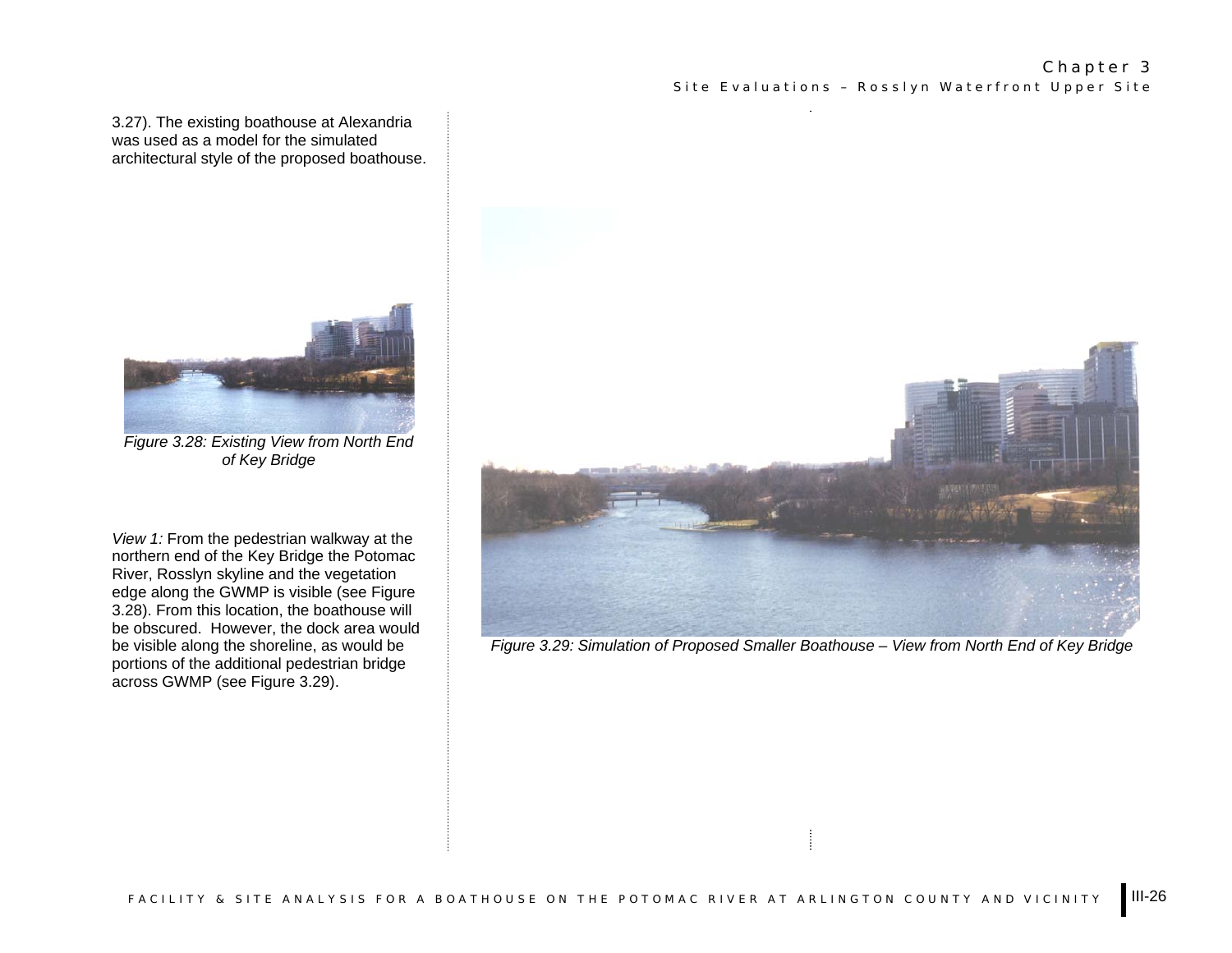3.27). The existing boathouse at Alexandria was used as a model for the simulated architectural style of the proposed boathouse.

*Figure 3.28: Existing View from North End of Key Bridge*

*View 1:* From the pedestrian walkway at the northern end of the Key Bridge the Potomac River, Rosslyn skyline and the vegetation edge along the GWMP is visible (see Figure 3.28). From this location, the boathouse will be obscured. However, the dock area would be visible along the shoreline, as would be portions of the additional pedestrian bridge across GWMP (see Figure 3.29).

*Figure 3.29: Simulation of Proposed Smaller Boathouse – View from North End of Key Bridge*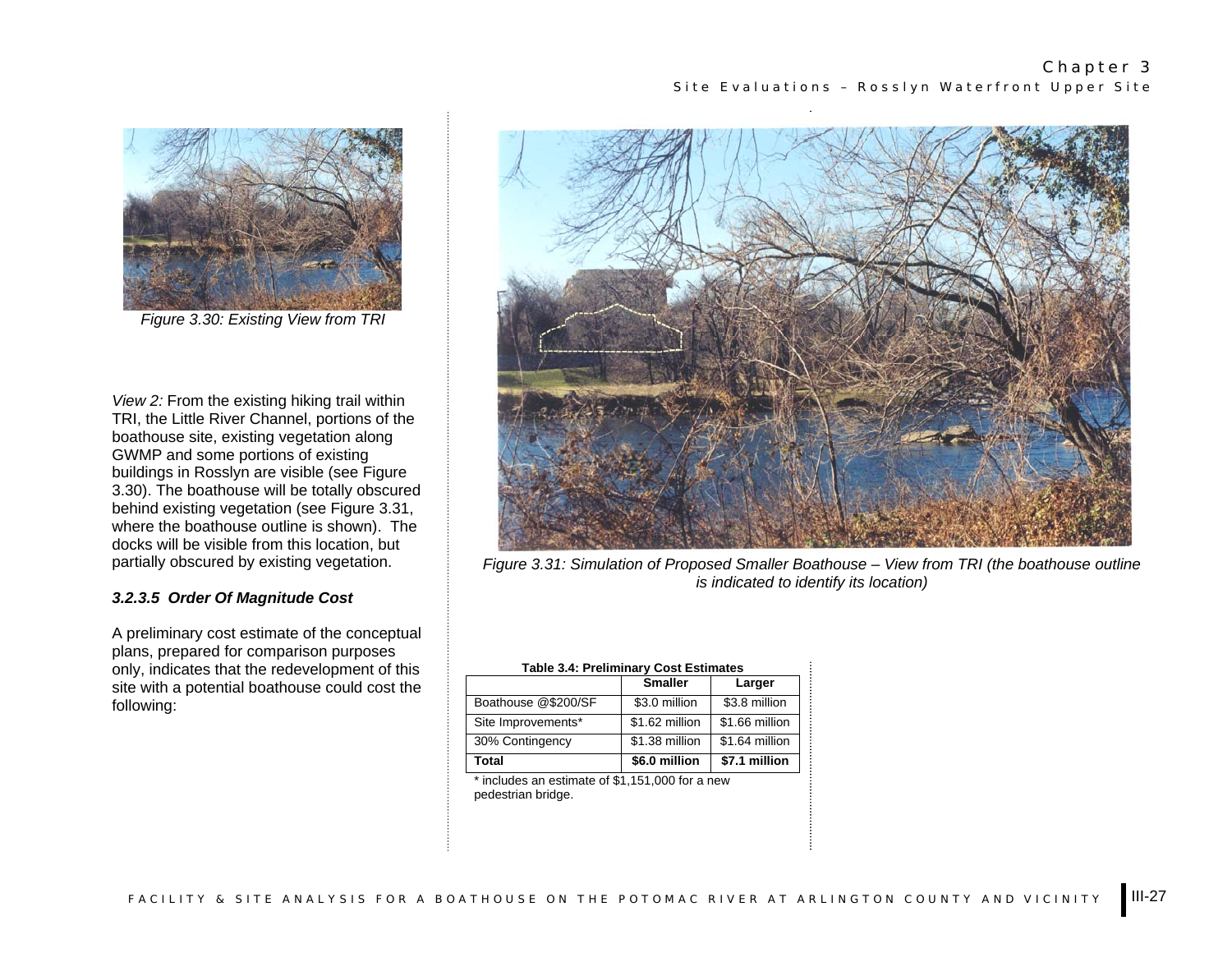Figure 3.30: Existing View from TRI

*View 2:* From the existing hiking trail within TRI, the Little River Channel, portions of the boathouse site, existing vegetation along GWMP and some portions of existing buildings in Rosslyn are visible (see Figure 3.30). The boathouse will be totally obscured behind existing vegetation (see Figure 3.31, where the boathouse outline is shown). The docks will be visible from this location, but partially obscured by existing vegetation.

Figure 3.31: Simulation of Proposed Smaller Boathouse – View from TRI (the boathouse outline is indicated to identify its location)

### *3.2.3.5 Order Of Magnitude Cost*

A preliminary cost estimate of the conceptual plans, prepared for comparison purposes only, indicates that the redevelopment of this site with a potential boathouse could cost the following:

**Table 3.4: Preliminary Cost Estimates**

| | **Smaller** | **Larger** |
|---|---|---|
| Boathouse @$200/SF | $3.0 million | $3.8 million |
| Site Improvements* | $1.62 million | $1.66 million |
| 30% Contingency | $1.38 million | $1.64 million |
| **Total** | **$6.0 million** | **$7.1 million** |

* includes an estimate of $1,151,000 for a new pedestrian bridge.